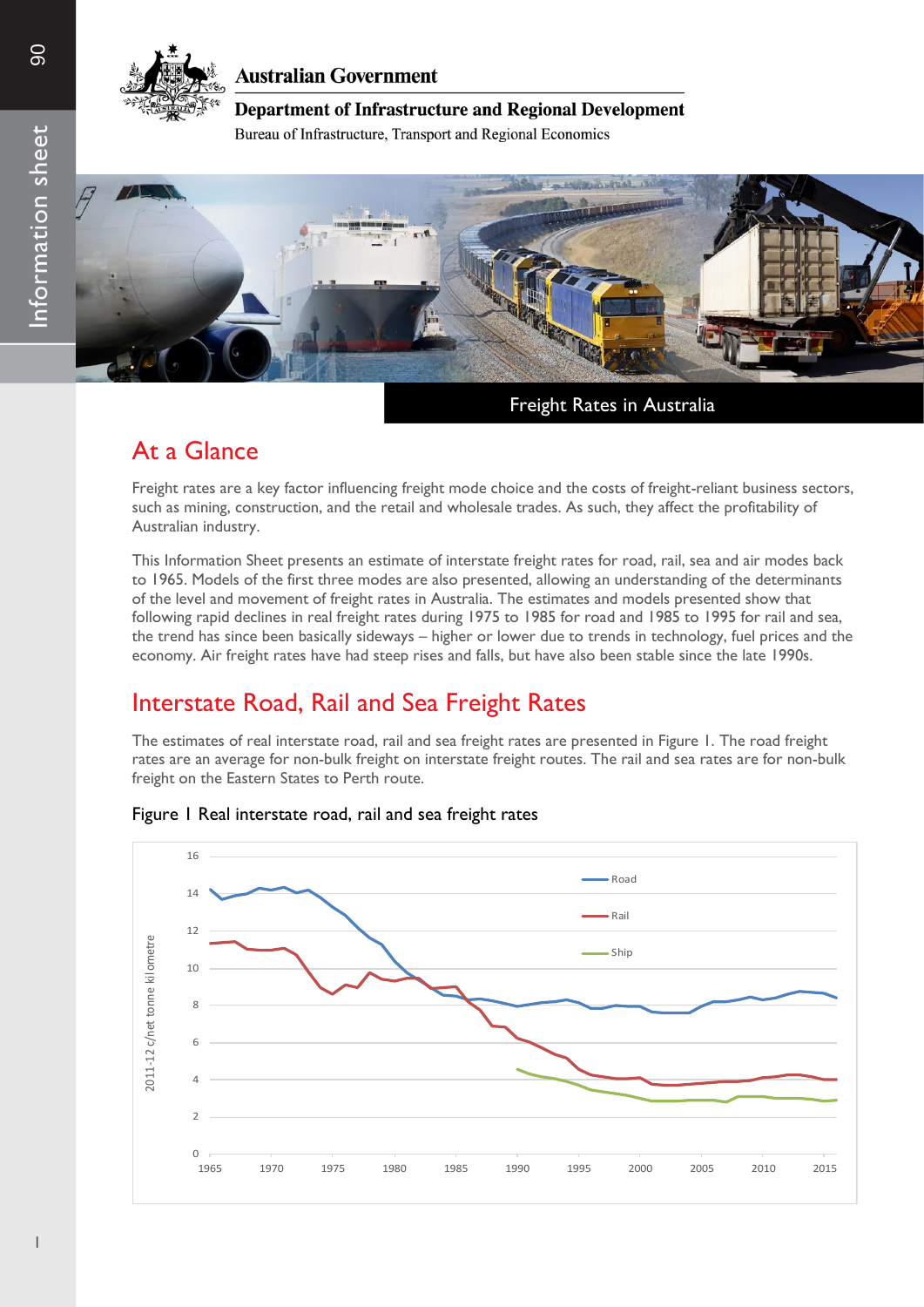Australian Government

Department of Infrastructure and Regional Development

Bureau of Infrastructure, Transport and Regional Economics

Information sheet 90

# Freight Rates in Australia

## At a Glance

Freight rates are a key factor influencing freight mode choice and the costs of freight-reliant business sectors, such as mining, construction, and the retail and wholesale trades. As such, they affect the profitability of Australian industry.

This Information Sheet presents an estimate of interstate freight rates for road, rail, sea and air modes back to 1965. Models of the first three modes are also presented, allowing an understanding of the determinants of the level and movement of freight rates in Australia. The estimates and models presented show that following rapid declines in real freight rates during 1975 to 1985 for road and 1985 to 1995 for rail and sea, the trend has since been basically sideways – higher or lower due to trends in technology, fuel prices and the economy. Air freight rates have had steep rises and falls, but have also been stable since the late 1990s.

## Interstate Road, Rail and Sea Freight Rates

The estimates of real interstate road, rail and sea freight rates are presented in Figure 1. The road freight rates are an average for non-bulk freight on interstate freight routes. The rail and sea rates are for non-bulk freight on the Eastern States to Perth route.

Figure 1 Real interstate road, rail and sea freight rates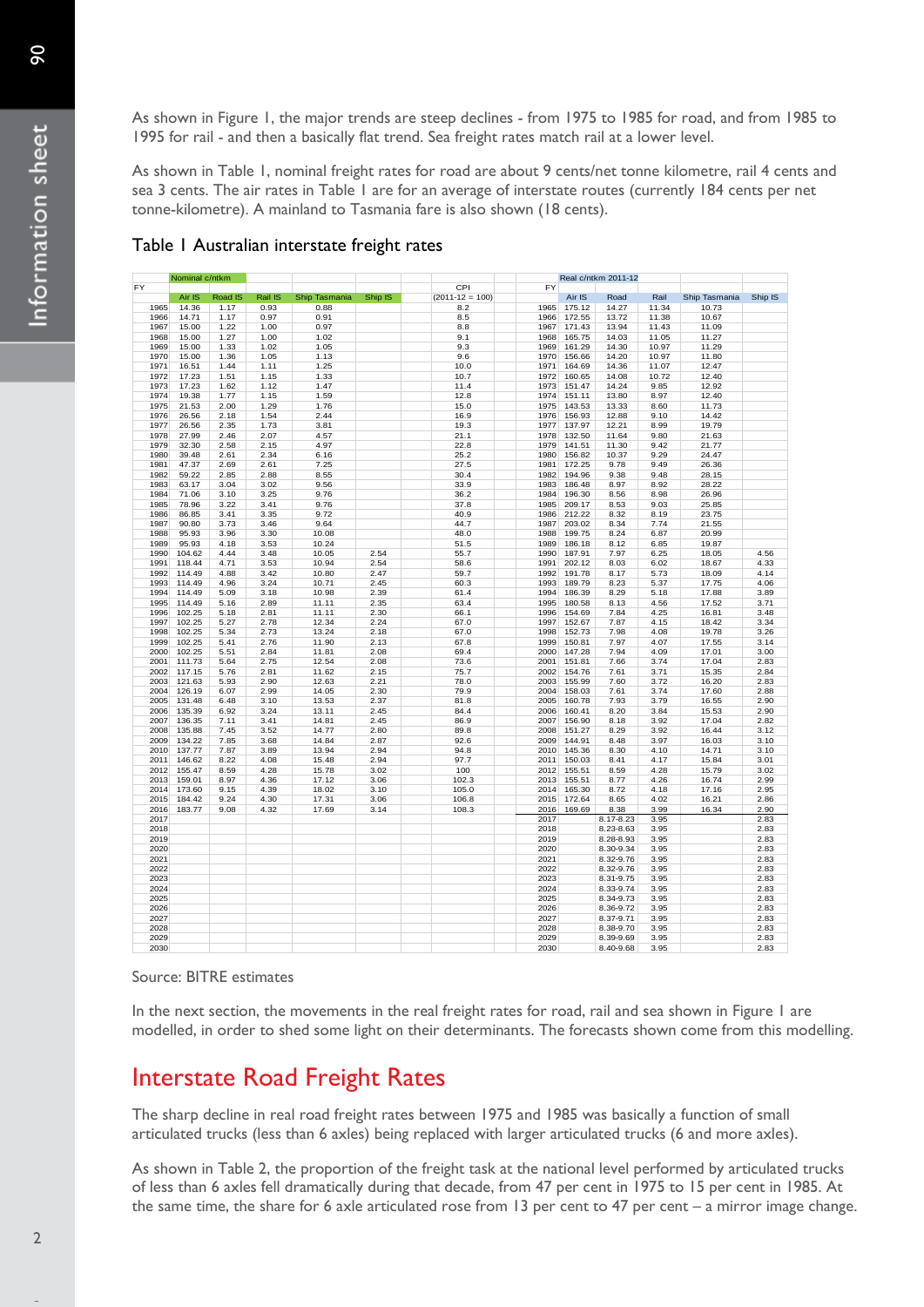As shown in Figure 1, the major trends are steep declines - from 1975 to 1985 for road, and from 1985 to 1995 for rail - and then a basically flat trend. Sea freight rates match rail at a lower level.

As shown in Table 1, nominal freight rates for road are about 9 cents/net tonne kilometre, rail 4 cents and sea 3 cents. The air rates in Table 1 are for an average of interstate routes (currently 184 cents per net tonne-kilometre). A mainland to Tasmania fare is also shown (18 cents).

## Table 1 Australian interstate freight rates

| FY | Nominal c/ntkm | | | | | CPI | FY | Real c/ntkm 2011-12 | | | | |
|---|---|---|---|---|---|---|---|---|---|---|---|---|
| | Air IS | Road IS | Rail IS | Ship Tasmania | Ship IS | (2011-12 = 100) | | Air IS | Road | Rail | Ship Tasmania | Ship IS |
| 1965 | 14.36 | 1.17 | 0.93 | 0.88 | | 8.2 | 1965 | 175.12 | 14.27 | 11.34 | 10.73 | |
| 1966 | 14.71 | 1.17 | 0.97 | 0.91 | | 8.5 | 1966 | 172.55 | 13.72 | 11.38 | 10.67 | |
| 1967 | 15.00 | 1.22 | 1.00 | 0.97 | | 8.8 | 1967 | 171.43 | 13.94 | 11.43 | 11.09 | |
| 1968 | 15.00 | 1.27 | 1.00 | 1.02 | | 9.1 | 1968 | 165.75 | 14.03 | 11.05 | 11.27 | |
| 1969 | 15.00 | 1.33 | 1.02 | 1.05 | | 9.3 | 1969 | 161.29 | 14.30 | 10.97 | 11.29 | |
| 1970 | 15.00 | 1.36 | 1.05 | 1.13 | | 9.6 | 1970 | 156.66 | 14.20 | 10.97 | 11.80 | |
| 1971 | 16.51 | 1.44 | 1.11 | 1.25 | | 10.0 | 1971 | 164.69 | 14.36 | 11.07 | 12.47 | |
| 1972 | 17.23 | 1.51 | 1.15 | 1.33 | | 10.7 | 1972 | 160.65 | 14.08 | 10.72 | 12.40 | |
| 1973 | 17.23 | 1.62 | 1.12 | 1.47 | | 11.4 | 1973 | 151.47 | 14.24 | 9.85 | 12.92 | |
| 1974 | 19.38 | 1.77 | 1.15 | 1.59 | | 12.8 | 1974 | 151.11 | 13.80 | 8.97 | 12.40 | |
| 1975 | 21.53 | 2.00 | 1.29 | 1.76 | | 15.0 | 1975 | 143.53 | 13.33 | 8.60 | 11.73 | |
| 1976 | 26.56 | 2.18 | 1.54 | 2.44 | | 16.9 | 1976 | 156.93 | 12.88 | 9.10 | 14.42 | |
| 1977 | 26.56 | 2.35 | 1.73 | 3.81 | | 19.3 | 1977 | 137.97 | 12.21 | 8.99 | 19.79 | |
| 1978 | 27.99 | 2.46 | 2.07 | 4.57 | | 21.1 | 1978 | 132.50 | 11.64 | 9.80 | 21.63 | |
| 1979 | 32.30 | 2.58 | 2.15 | 4.97 | | 22.8 | 1979 | 141.51 | 11.30 | 9.42 | 21.77 | |
| 1980 | 39.48 | 2.61 | 2.34 | 6.16 | | 25.2 | 1980 | 156.82 | 10.37 | 9.29 | 24.47 | |
| 1981 | 47.37 | 2.69 | 2.61 | 7.25 | | 27.5 | 1981 | 172.25 | 9.78 | 9.49 | 26.36 | |
| 1982 | 59.22 | 2.85 | 2.88 | 8.55 | | 30.4 | 1982 | 194.96 | 9.38 | 9.48 | 28.15 | |
| 1983 | 63.17 | 3.04 | 3.02 | 9.56 | | 33.9 | 1983 | 186.48 | 8.97 | 8.92 | 28.22 | |
| 1984 | 71.06 | 3.10 | 3.25 | 9.76 | | 36.2 | 1984 | 196.30 | 8.56 | 8.98 | 26.96 | |
| 1985 | 78.96 | 3.22 | 3.41 | 9.76 | | 37.8 | 1985 | 209.17 | 8.53 | 9.03 | 25.85 | |
| 1986 | 86.85 | 3.41 | 3.35 | 9.72 | | 40.9 | 1986 | 212.22 | 8.32 | 8.19 | 23.75 | |
| 1987 | 90.80 | 3.73 | 3.46 | 9.64 | | 44.7 | 1987 | 203.02 | 8.34 | 7.74 | 21.55 | |
| 1988 | 95.93 | 3.96 | 3.30 | 10.08 | | 48.0 | 1988 | 199.75 | 8.24 | 6.87 | 20.99 | |
| 1989 | 95.93 | 4.18 | 3.53 | 10.24 | | 51.5 | 1989 | 186.18 | 8.12 | 6.85 | 19.87 | |
| 1990 | 104.62 | 4.44 | 3.48 | 10.05 | 2.54 | 55.7 | 1990 | 187.91 | 7.97 | 6.25 | 18.05 | 4.56 |
| 1991 | 118.44 | 4.71 | 3.53 | 10.94 | 2.54 | 58.6 | 1991 | 202.12 | 8.03 | 6.02 | 18.67 | 4.33 |
| 1992 | 114.49 | 4.88 | 3.42 | 10.80 | 2.47 | 59.7 | 1992 | 191.78 | 8.17 | 5.73 | 18.09 | 4.14 |
| 1993 | 114.49 | 4.96 | 3.24 | 10.71 | 2.45 | 60.3 | 1993 | 189.79 | 8.23 | 5.37 | 17.75 | 4.06 |
| 1994 | 114.49 | 5.09 | 3.18 | 10.98 | 2.39 | 61.4 | 1994 | 186.39 | 8.29 | 5.18 | 17.88 | 3.89 |
| 1995 | 114.49 | 5.16 | 2.89 | 11.11 | 2.35 | 63.4 | 1995 | 180.58 | 8.13 | 4.56 | 17.52 | 3.71 |
| 1996 | 102.25 | 5.18 | 2.81 | 11.11 | 2.30 | 66.1 | 1996 | 154.69 | 7.84 | 4.25 | 16.81 | 3.48 |
| 1997 | 102.25 | 5.27 | 2.78 | 12.34 | 2.24 | 67.0 | 1997 | 152.67 | 7.87 | 4.15 | 18.42 | 3.34 |
| 1998 | 102.25 | 5.34 | 2.73 | 13.24 | 2.18 | 67.0 | 1998 | 152.73 | 7.98 | 4.08 | 19.78 | 3.26 |
| 1999 | 102.25 | 5.41 | 2.76 | 11.90 | 2.13 | 67.8 | 1999 | 150.81 | 7.97 | 4.07 | 17.55 | 3.14 |
| 2000 | 102.25 | 5.51 | 2.84 | 11.81 | 2.08 | 69.4 | 2000 | 147.28 | 7.94 | 4.09 | 17.01 | 3.00 |
| 2001 | 111.73 | 5.64 | 2.75 | 12.54 | 2.08 | 73.6 | 2001 | 151.81 | 7.66 | 3.74 | 17.04 | 2.83 |
| 2002 | 117.15 | 5.76 | 2.81 | 11.62 | 2.15 | 75.7 | 2002 | 154.76 | 7.61 | 3.71 | 15.35 | 2.84 |
| 2003 | 121.63 | 5.93 | 2.90 | 12.63 | 2.21 | 78.0 | 2003 | 155.99 | 7.60 | 3.72 | 16.20 | 2.83 |
| 2004 | 126.19 | 6.07 | 2.99 | 14.05 | 2.30 | 79.9 | 2004 | 158.03 | 7.61 | 3.74 | 17.60 | 2.88 |
| 2005 | 131.48 | 6.48 | 3.10 | 13.53 | 2.37 | 81.8 | 2005 | 160.78 | 7.93 | 3.79 | 16.55 | 2.90 |
| 2006 | 135.39 | 6.92 | 3.24 | 13.11 | 2.45 | 84.4 | 2006 | 160.41 | 8.20 | 3.84 | 15.53 | 2.90 |
| 2007 | 136.35 | 7.11 | 3.41 | 14.81 | 2.45 | 86.9 | 2007 | 156.90 | 8.18 | 3.92 | 17.04 | 2.82 |
| 2008 | 135.88 | 7.45 | 3.52 | 14.77 | 2.80 | 89.8 | 2008 | 151.27 | 8.29 | 3.92 | 16.44 | 3.12 |
| 2009 | 134.22 | 7.85 | 3.68 | 14.84 | 2.87 | 92.6 | 2009 | 144.91 | 8.48 | 3.97 | 16.03 | 3.10 |
| 2010 | 137.77 | 7.87 | 3.89 | 13.94 | 2.94 | 94.8 | 2010 | 145.36 | 8.30 | 4.10 | 14.71 | 3.10 |
| 2011 | 146.62 | 8.22 | 4.08 | 15.48 | 2.94 | 97.7 | 2011 | 150.03 | 8.41 | 4.17 | 15.84 | 3.01 |
| 2012 | 155.47 | 8.59 | 4.28 | 15.78 | 3.02 | 100 | 2012 | 155.51 | 8.59 | 4.28 | 15.79 | 3.02 |
| 2013 | 159.01 | 8.97 | 4.36 | 17.12 | 3.06 | 102.3 | 2013 | 155.51 | 8.77 | 4.26 | 16.74 | 2.99 |
| 2014 | 173.60 | 9.15 | 4.39 | 18.02 | 3.10 | 105.0 | 2014 | 165.30 | 8.72 | 4.18 | 17.16 | 2.95 |
| 2015 | 184.42 | 9.24 | 4.30 | 17.31 | 3.06 | 106.8 | 2015 | 172.64 | 8.65 | 4.02 | 16.21 | 2.86 |
| 2016 | 183.77 | 9.08 | 4.32 | 17.69 | 3.14 | 108.3 | 2016 | 169.69 | 8.38 | 3.99 | 16.34 | 2.90 |
| 2017 | | | | | | | 2017 | | 8.17-8.23 | 3.95 | | 2.83 |
| 2018 | | | | | | | 2018 | | 8.23-8.63 | 3.95 | | 2.83 |
| 2019 | | | | | | | 2019 | | 8.28-8.93 | 3.95 | | 2.83 |
| 2020 | | | | | | | 2020 | | 8.30-9.34 | 3.95 | | 2.83 |
| 2021 | | | | | | | 2021 | | 8.32-9.76 | 3.95 | | 2.83 |
| 2022 | | | | | | | 2022 | | 8.32-9.76 | 3.95 | | 2.83 |
| 2023 | | | | | | | 2023 | | 8.31-9.75 | 3.95 | | 2.83 |
| 2024 | | | | | | | 2024 | | 8.33-9.74 | 3.95 | | 2.83 |
| 2025 | | | | | | | 2025 | | 8.34-9.73 | 3.95 | | 2.83 |
| 2026 | | | | | | | 2026 | | 8.36-9.72 | 3.95 | | 2.83 |
| 2027 | | | | | | | 2027 | | 8.37-9.71 | 3.95 | | 2.83 |
| 2028 | | | | | | | 2028 | | 8.38-9.70 | 3.95 | | 2.83 |
| 2029 | | | | | | | 2029 | | 8.39-9.69 | 3.95 | | 2.83 |
| 2030 | | | | | | | 2030 | | 8.40-9.68 | 3.95 | | 2.83 |

Source: BITRE estimates

In the next section, the movements in the real freight rates for road, rail and sea shown in Figure 1 are modelled, in order to shed some light on their determinants. The forecasts shown come from this modelling.

## Interstate Road Freight Rates

The sharp decline in real road freight rates between 1975 and 1985 was basically a function of small articulated trucks (less than 6 axles) being replaced with larger articulated trucks (6 and more axles).

As shown in Table 2, the proportion of the freight task at the national level performed by articulated trucks of less than 6 axles fell dramatically during that decade, from 47 per cent in 1975 to 15 per cent in 1985. At the same time, the share for 6 axle articulated rose from 13 per cent to 47 per cent – a mirror image change.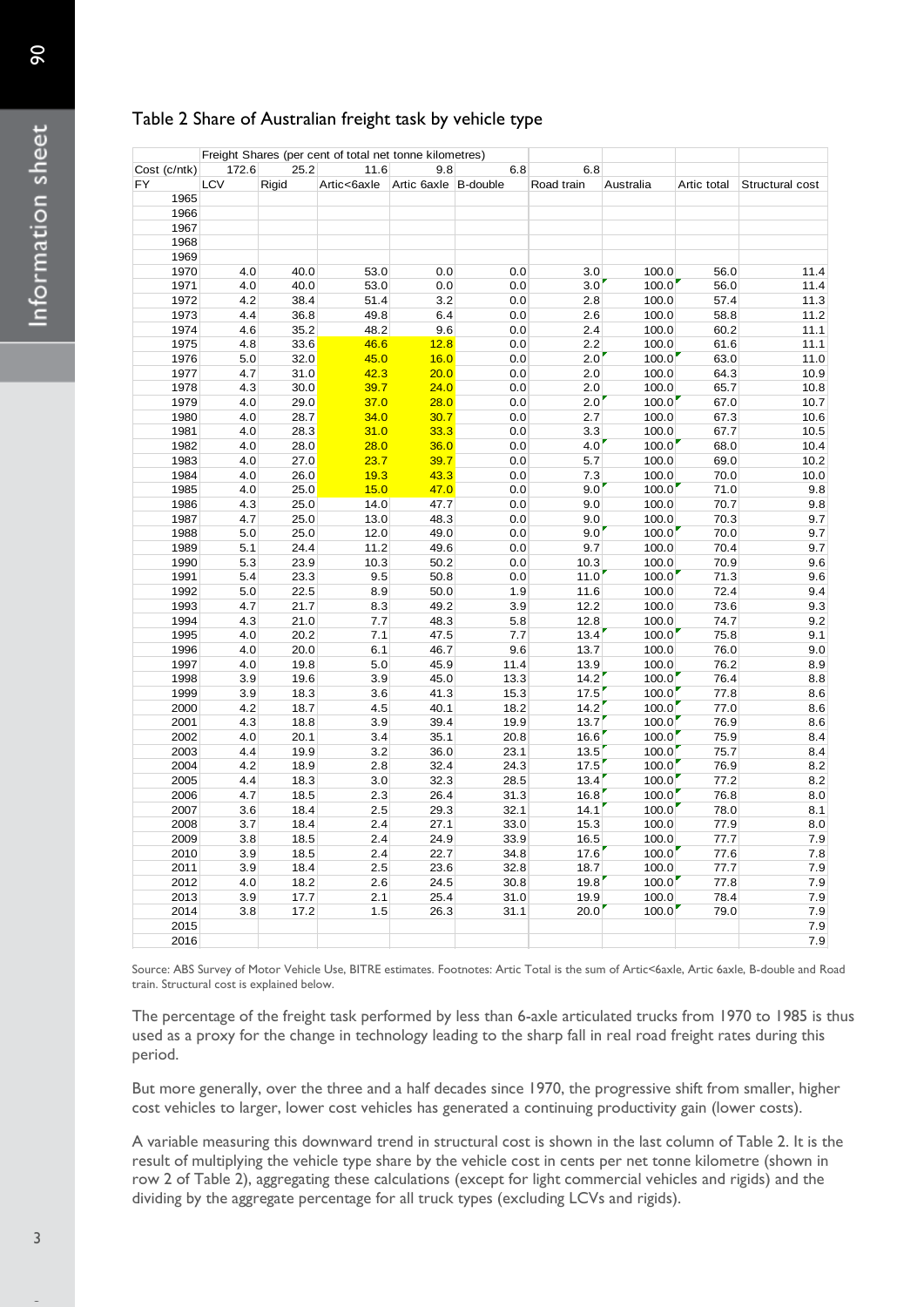## Table 2 Share of Australian freight task by vehicle type

| | Freight Shares (per cent of total net tonne kilometres) | | | | | | | | |
|---|---|---|---|---|---|---|---|---|---|
| Cost (c/ntk) | 172.6 | 25.2 | 11.6 | 9.8 | 6.8 | 6.8 | | | |
| FY | LCV | Rigid | Artic<6axle | Artic 6axle | B-double | Road train | Australia | Artic total | Structural cost |
| 1965 | | | | | | | | | |
| 1966 | | | | | | | | | |
| 1967 | | | | | | | | | |
| 1968 | | | | | | | | | |
| 1969 | | | | | | | | | |
| 1970 | 4.0 | 40.0 | 53.0 | 0.0 | 0.0 | 3.0 | 100.0 | 56.0 | 11.4 |
| 1971 | 4.0 | 40.0 | 53.0 | 0.0 | 0.0 | 3.0 | 100.0 | 56.0 | 11.4 |
| 1972 | 4.2 | 38.4 | 51.4 | 3.2 | 0.0 | 2.8 | 100.0 | 57.4 | 11.3 |
| 1973 | 4.4 | 36.8 | 49.8 | 6.4 | 0.0 | 2.6 | 100.0 | 58.8 | 11.2 |
| 1974 | 4.6 | 35.2 | 48.2 | 9.6 | 0.0 | 2.4 | 100.0 | 60.2 | 11.1 |
| 1975 | 4.8 | 33.6 | 46.6 | 12.8 | 0.0 | 2.2 | 100.0 | 61.6 | 11.1 |
| 1976 | 5.0 | 32.0 | 45.0 | 16.0 | 0.0 | 2.0 | 100.0 | 63.0 | 11.0 |
| 1977 | 4.7 | 31.0 | 42.3 | 20.0 | 0.0 | 2.0 | 100.0 | 64.3 | 10.9 |
| 1978 | 4.3 | 30.0 | 39.7 | 24.0 | 0.0 | 2.0 | 100.0 | 65.7 | 10.8 |
| 1979 | 4.0 | 29.0 | 37.0 | 28.0 | 0.0 | 2.0 | 100.0 | 67.0 | 10.7 |
| 1980 | 4.0 | 28.7 | 34.0 | 30.7 | 0.0 | 2.7 | 100.0 | 67.3 | 10.6 |
| 1981 | 4.0 | 28.3 | 31.0 | 33.3 | 0.0 | 3.3 | 100.0 | 67.7 | 10.5 |
| 1982 | 4.0 | 28.0 | 28.0 | 36.0 | 0.0 | 4.0 | 100.0 | 68.0 | 10.4 |
| 1983 | 4.0 | 27.0 | 23.7 | 39.7 | 0.0 | 5.7 | 100.0 | 69.0 | 10.2 |
| 1984 | 4.0 | 26.0 | 19.3 | 43.3 | 0.0 | 7.3 | 100.0 | 70.0 | 10.0 |
| 1985 | 4.0 | 25.0 | 15.0 | 47.0 | 0.0 | 9.0 | 100.0 | 71.0 | 9.8 |
| 1986 | 4.3 | 25.0 | 14.0 | 47.7 | 0.0 | 9.0 | 100.0 | 70.7 | 9.8 |
| 1987 | 4.7 | 25.0 | 13.0 | 48.3 | 0.0 | 9.0 | 100.0 | 70.3 | 9.7 |
| 1988 | 5.0 | 25.0 | 12.0 | 49.0 | 0.0 | 9.0 | 100.0 | 70.0 | 9.7 |
| 1989 | 5.1 | 24.4 | 11.2 | 49.6 | 0.0 | 9.7 | 100.0 | 70.4 | 9.7 |
| 1990 | 5.3 | 23.9 | 10.3 | 50.2 | 0.0 | 10.3 | 100.0 | 70.9 | 9.6 |
| 1991 | 5.4 | 23.3 | 9.5 | 50.8 | 0.0 | 11.0 | 100.0 | 71.3 | 9.6 |
| 1992 | 5.0 | 22.5 | 8.9 | 50.0 | 1.9 | 11.6 | 100.0 | 72.4 | 9.4 |
| 1993 | 4.7 | 21.7 | 8.3 | 49.2 | 3.9 | 12.2 | 100.0 | 73.6 | 9.3 |
| 1994 | 4.3 | 21.0 | 7.7 | 48.3 | 5.8 | 12.8 | 100.0 | 74.7 | 9.2 |
| 1995 | 4.0 | 20.2 | 7.1 | 47.5 | 7.7 | 13.4 | 100.0 | 75.8 | 9.1 |
| 1996 | 4.0 | 20.0 | 6.1 | 46.7 | 9.6 | 13.7 | 100.0 | 76.0 | 9.0 |
| 1997 | 4.0 | 19.8 | 5.0 | 45.9 | 11.4 | 13.9 | 100.0 | 76.2 | 8.9 |
| 1998 | 3.9 | 19.6 | 3.9 | 45.0 | 13.3 | 14.2 | 100.0 | 76.4 | 8.8 |
| 1999 | 3.9 | 18.3 | 3.6 | 41.3 | 15.3 | 17.5 | 100.0 | 77.8 | 8.6 |
| 2000 | 4.2 | 18.7 | 4.5 | 40.1 | 18.2 | 14.2 | 100.0 | 77.0 | 8.6 |
| 2001 | 4.3 | 18.8 | 3.9 | 39.4 | 19.9 | 13.7 | 100.0 | 76.9 | 8.6 |
| 2002 | 4.0 | 20.1 | 3.4 | 35.1 | 20.8 | 16.6 | 100.0 | 75.9 | 8.4 |
| 2003 | 4.4 | 19.9 | 3.2 | 36.0 | 23.1 | 13.5 | 100.0 | 75.7 | 8.4 |
| 2004 | 4.2 | 18.9 | 2.8 | 32.4 | 24.3 | 17.5 | 100.0 | 76.9 | 8.2 |
| 2005 | 4.4 | 18.3 | 3.0 | 32.3 | 28.5 | 13.4 | 100.0 | 77.2 | 8.2 |
| 2006 | 4.7 | 18.5 | 2.3 | 26.4 | 31.3 | 16.8 | 100.0 | 76.8 | 8.0 |
| 2007 | 3.6 | 18.4 | 2.5 | 29.3 | 32.1 | 14.1 | 100.0 | 78.0 | 8.1 |
| 2008 | 3.7 | 18.4 | 2.4 | 27.1 | 33.0 | 15.3 | 100.0 | 77.9 | 8.0 |
| 2009 | 3.8 | 18.5 | 2.4 | 24.9 | 33.9 | 16.5 | 100.0 | 77.7 | 7.9 |
| 2010 | 3.9 | 18.5 | 2.4 | 22.7 | 34.8 | 17.6 | 100.0 | 77.6 | 7.8 |
| 2011 | 3.9 | 18.4 | 2.5 | 23.6 | 32.8 | 18.7 | 100.0 | 77.7 | 7.9 |
| 2012 | 4.0 | 18.2 | 2.6 | 24.5 | 30.8 | 19.8 | 100.0 | 77.8 | 7.9 |
| 2013 | 3.9 | 17.7 | 2.1 | 25.4 | 31.0 | 19.9 | 100.0 | 78.4 | 7.9 |
| 2014 | 3.8 | 17.2 | 1.5 | 26.3 | 31.1 | 20.0 | 100.0 | 79.0 | 7.9 |
| 2015 | | | | | | | | | 7.9 |
| 2016 | | | | | | | | | 7.9 |

Source: ABS Survey of Motor Vehicle Use, BITRE estimates. Footnotes: Artic Total is the sum of Artic<6axle, Artic 6axle, B-double and Road train. Structural cost is explained below.

The percentage of the freight task performed by less than 6-axle articulated trucks from 1970 to 1985 is thus used as a proxy for the change in technology leading to the sharp fall in real road freight rates during this period.

But more generally, over the three and a half decades since 1970, the progressive shift from smaller, higher cost vehicles to larger, lower cost vehicles has generated a continuing productivity gain (lower costs).

A variable measuring this downward trend in structural cost is shown in the last column of Table 2. It is the result of multiplying the vehicle type share by the vehicle cost in cents per net tonne kilometre (shown in row 2 of Table 2), aggregating these calculations (except for light commercial vehicles and rigids) and the dividing by the aggregate percentage for all truck types (excluding LCVs and rigids).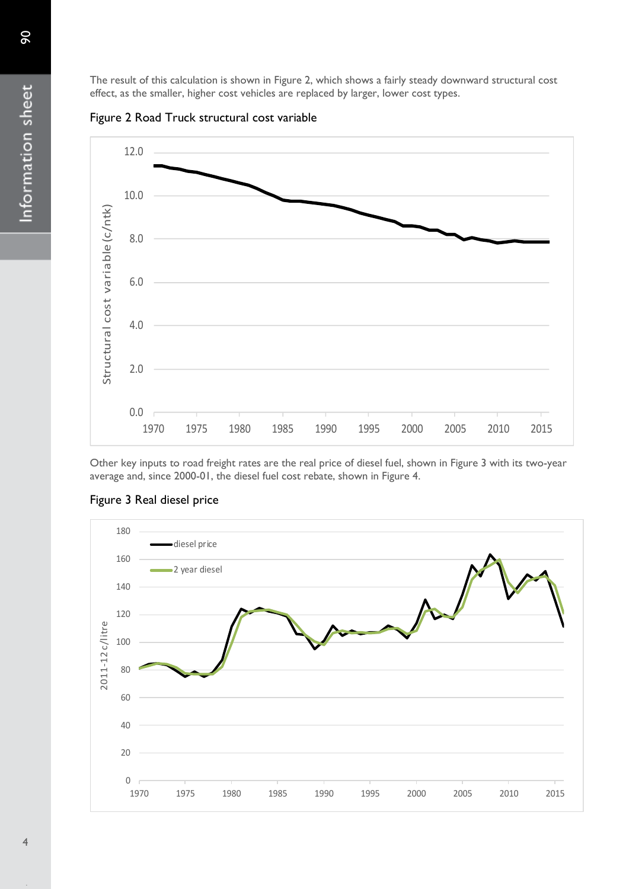The result of this calculation is shown in Figure 2, which shows a fairly steady downward structural cost effect, as the smaller, higher cost vehicles are replaced by larger, lower cost types.

Figure 2 Road Truck structural cost variable

Other key inputs to road freight rates are the real price of diesel fuel, shown in Figure 3 with its two-year average and, since 2000-01, the diesel fuel cost rebate, shown in Figure 4.

Figure 3 Real diesel price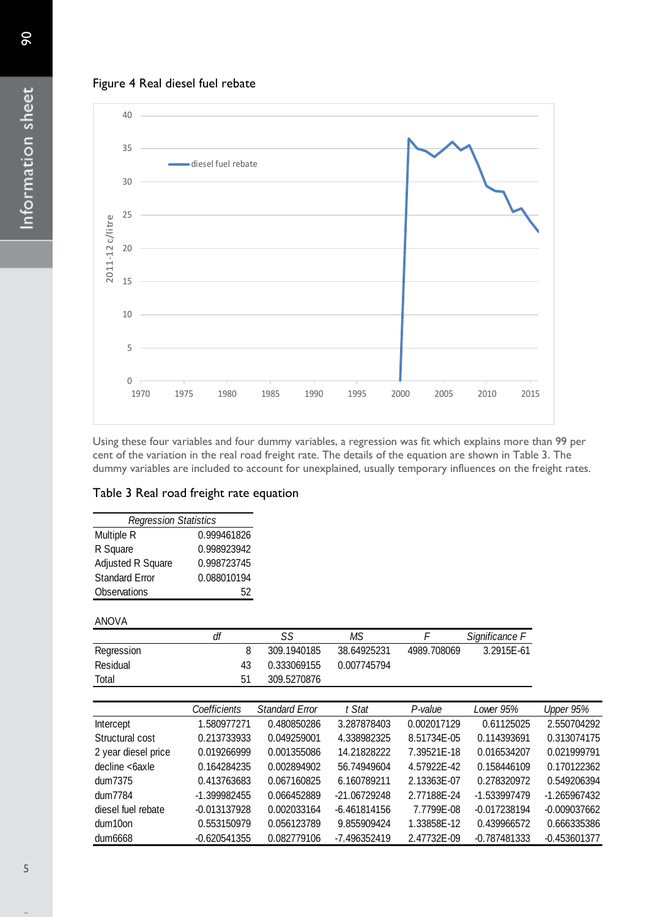Figure 4 Real diesel fuel rebate

Using these four variables and four dummy variables, a regression was fit which explains more than 99 per cent of the variation in the real road freight rate. The details of the equation are shown in Table 3. The dummy variables are included to account for unexplained, usually temporary influences on the freight rates.

Table 3 Real road freight rate equation

| *Regression Statistics* | |
|---|---|
| Multiple R | 0.999461826 |
| R Square | 0.998923942 |
| Adjusted R Square | 0.998723745 |
| Standard Error | 0.088010194 |
| Observations | 52 |

ANOVA

| | *df* | *SS* | *MS* | *F* | *Significance F* |
|---|---|---|---|---|---|
| Regression | 8 | 309.1940185 | 38.64925231 | 4989.708069 | 3.2915E-61 |
| Residual | 43 | 0.333069155 | 0.007745794 | | |
| Total | 51 | 309.5270876 | | | |

| | *Coefficients* | *Standard Error* | *t Stat* | *P-value* | *Lower 95%* | *Upper 95%* |
|---|---|---|---|---|---|---|
| Intercept | 1.580977271 | 0.480850286 | 3.287878403 | 0.002017129 | 0.61125025 | 2.550704292 |
| Structural cost | 0.213733933 | 0.049259001 | 4.338982325 | 8.51734E-05 | 0.114393691 | 0.313074175 |
| 2 year diesel price | 0.019266999 | 0.001355086 | 14.21828222 | 7.39521E-18 | 0.016534207 | 0.021999791 |
| decline <6axle | 0.164284235 | 0.002894902 | 56.74949604 | 4.57922E-42 | 0.158446109 | 0.170122362 |
| dum7375 | 0.413763683 | 0.067160825 | 6.160789211 | 2.13363E-07 | 0.278320972 | 0.549206394 |
| dum7784 | -1.399982455 | 0.066452889 | -21.06729248 | 2.77188E-24 | -1.533997479 | -1.265967432 |
| diesel fuel rebate | -0.013137928 | 0.002033164 | -6.461814156 | 7.7799E-08 | -0.017238194 | -0.009037662 |
| dum10on | 0.553150979 | 0.056123789 | 9.855909424 | 1.33858E-12 | 0.439966572 | 0.666335386 |
| dum6668 | -0.620541355 | 0.082779106 | -7.496352419 | 2.47732E-09 | -0.787481333 | -0.453601377 |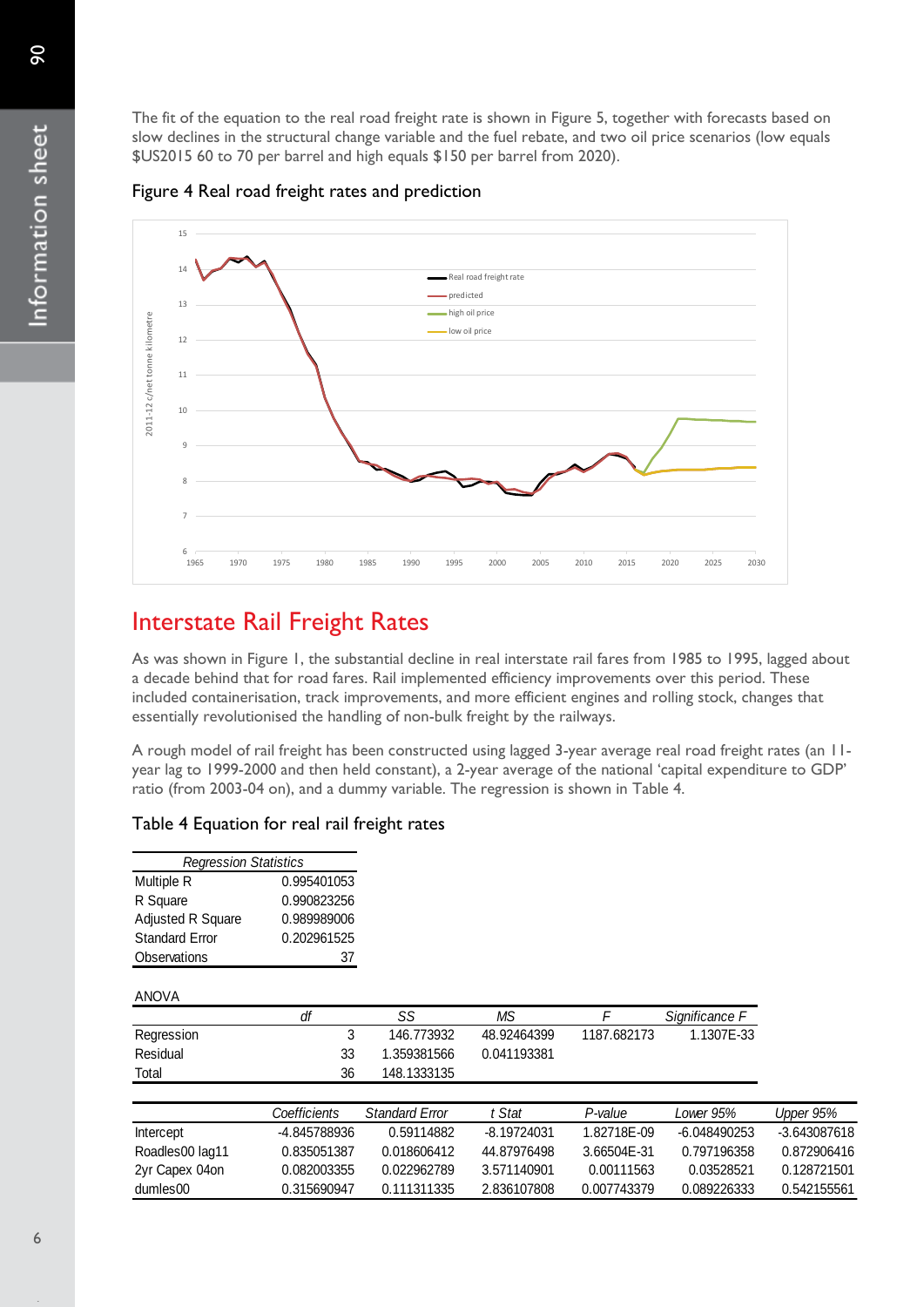The fit of the equation to the real road freight rate is shown in Figure 5, together with forecasts based on slow declines in the structural change variable and the fuel rebate, and two oil price scenarios (low equals $US2015 60 to 70 per barrel and high equals $150 per barrel from 2020).

Figure 4 Real road freight rates and prediction

## Interstate Rail Freight Rates

As was shown in Figure 1, the substantial decline in real interstate rail fares from 1985 to 1995, lagged about a decade behind that for road fares. Rail implemented efficiency improvements over this period. These included containerisation, track improvements, and more efficient engines and rolling stock, changes that essentially revolutionised the handling of non-bulk freight by the railways.

A rough model of rail freight has been constructed using lagged 3-year average real road freight rates (an 11-year lag to 1999-2000 and then held constant), a 2-year average of the national 'capital expenditure to GDP' ratio (from 2003-04 on), and a dummy variable. The regression is shown in Table 4.

Table 4 Equation for real rail freight rates

| *Regression Statistics* | |
|---|---|
| Multiple R | 0.995401053 |
| R Square | 0.990823256 |
| Adjusted R Square | 0.989989006 |
| Standard Error | 0.202961525 |
| Observations | 37 |

ANOVA

| | *df* | *SS* | *MS* | *F* | *Significance F* |
|---|---|---|---|---|---|
| Regression | 3 | 146.773932 | 48.92464399 | 1187.682173 | 1.1307E-33 |
| Residual | 33 | 1.359381566 | 0.041193381 | | |
| Total | 36 | 148.1333135 | | | |

| | *Coefficients* | *Standard Error* | *t Stat* | *P-value* | *Lower 95%* | *Upper 95%* |
|---|---|---|---|---|---|---|
| Intercept | -4.845788936 | 0.59114882 | -8.19724031 | 1.82718E-09 | -6.048490253 | -3.643087618 |
| Roadles00 lag11 | 0.835051387 | 0.018606412 | 44.87976498 | 3.66504E-31 | 0.797196358 | 0.872906416 |
| 2yr Capex 04on | 0.082003355 | 0.022962789 | 3.571140901 | 0.00111563 | 0.03528521 | 0.128721501 |
| dumles00 | 0.315690947 | 0.111311335 | 2.836107808 | 0.007743379 | 0.089226333 | 0.542155561 |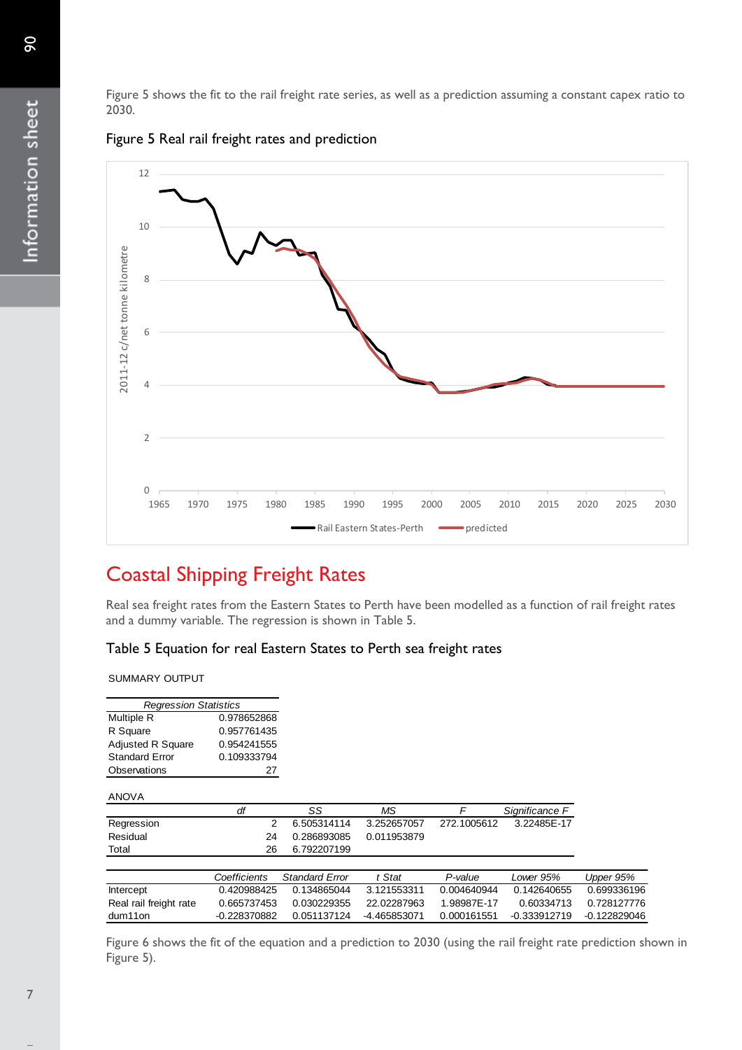Figure 5 shows the fit to the rail freight rate series, as well as a prediction assuming a constant capex ratio to 2030.

Figure 5 Real rail freight rates and prediction

## Coastal Shipping Freight Rates

Real sea freight rates from the Eastern States to Perth have been modelled as a function of rail freight rates and a dummy variable. The regression is shown in Table 5.

Table 5 Equation for real Eastern States to Perth sea freight rates

SUMMARY OUTPUT

| *Regression Statistics* | |
|---|---|
| Multiple R | 0.978652868 |
| R Square | 0.957761435 |
| Adjusted R Square | 0.954241555 |
| Standard Error | 0.109333794 |
| Observations | 27 |

ANOVA

| | *df* | *SS* | *MS* | *F* | *Significance F* |
|---|---|---|---|---|---|
| Regression | 2 | 6.505314114 | 3.252657057 | 272.1005612 | 3.22485E-17 |
| Residual | 24 | 0.286893085 | 0.011953879 | | |
| Total | 26 | 6.792207199 | | | |

| | *Coefficients* | *Standard Error* | *t Stat* | *P-value* | *Lower 95%* | *Upper 95%* |
|---|---|---|---|---|---|---|
| Intercept | 0.420988425 | 0.134865044 | 3.121553311 | 0.004640944 | 0.142640655 | 0.699336196 |
| Real rail freight rate | 0.665737453 | 0.030229355 | 22.02287963 | 1.98987E-17 | 0.60334713 | 0.728127776 |
| dum11on | -0.228370882 | 0.051137124 | -4.465853071 | 0.000161551 | -0.333912719 | -0.122829046 |

Figure 6 shows the fit of the equation and a prediction to 2030 (using the rail freight rate prediction shown in Figure 5).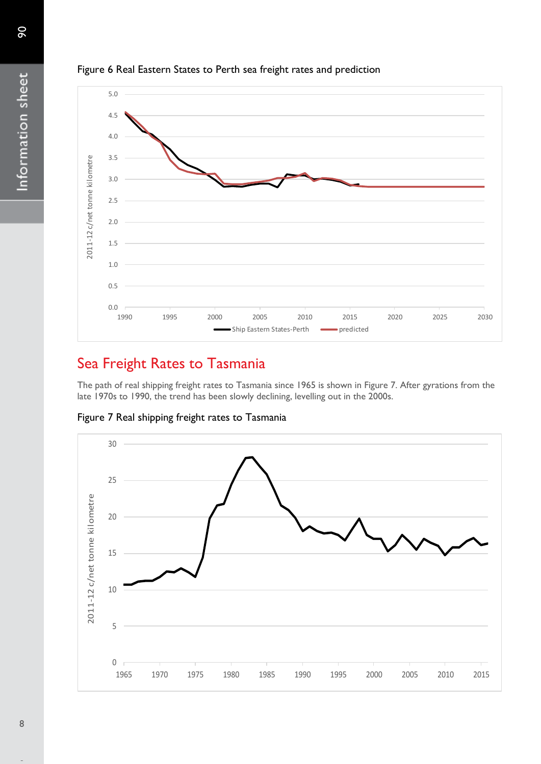Figure 6 Real Eastern States to Perth sea freight rates and prediction

## Sea Freight Rates to Tasmania

The path of real shipping freight rates to Tasmania since 1965 is shown in Figure 7. After gyrations from the late 1970s to 1990, the trend has been slowly declining, levelling out in the 2000s.

Figure 7 Real shipping freight rates to Tasmania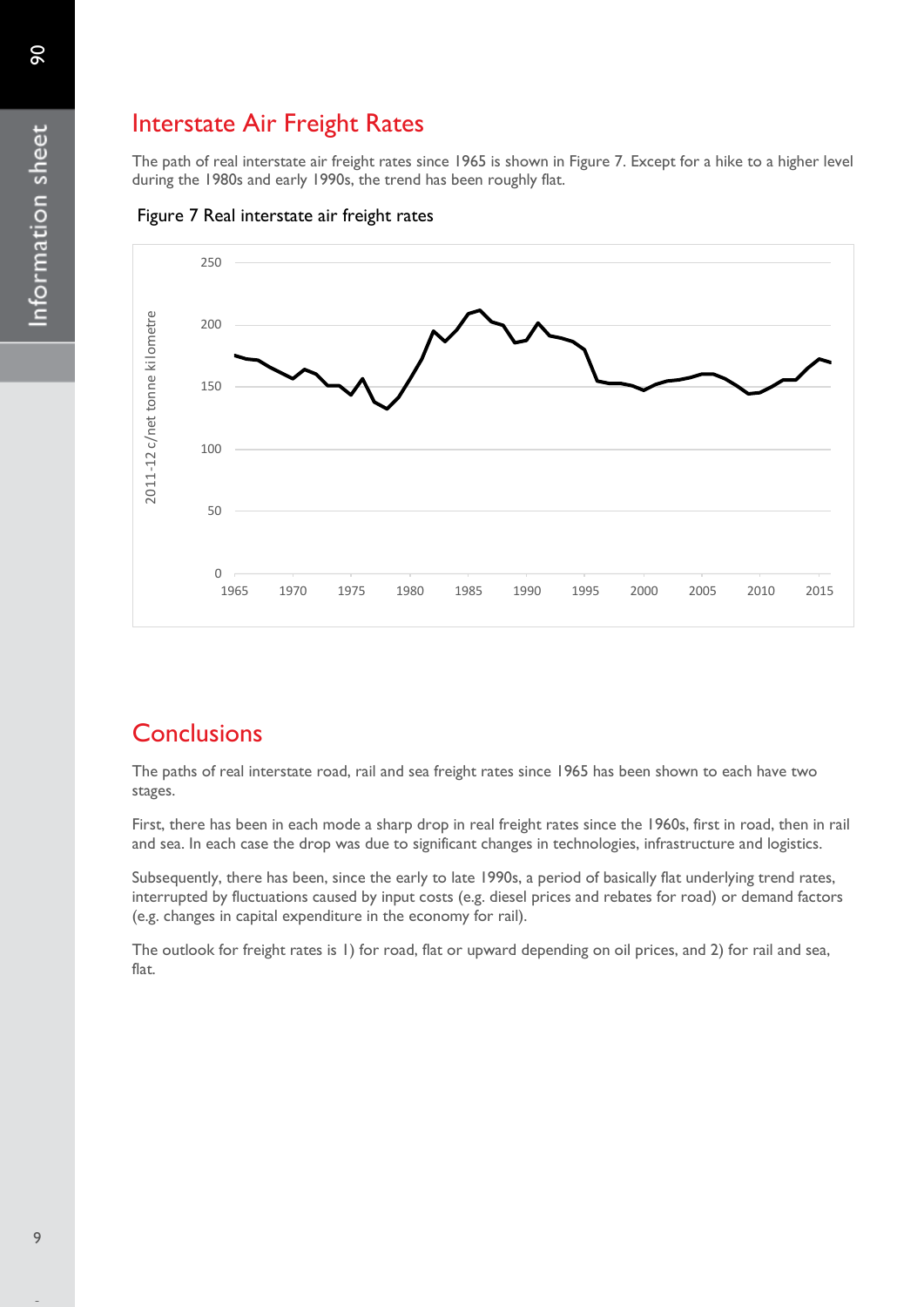## Interstate Air Freight Rates

The path of real interstate air freight rates since 1965 is shown in Figure 7. Except for a hike to a higher level during the 1980s and early 1990s, the trend has been roughly flat.

Figure 7 Real interstate air freight rates

## Conclusions

The paths of real interstate road, rail and sea freight rates since 1965 has been shown to each have two stages.

First, there has been in each mode a sharp drop in real freight rates since the 1960s, first in road, then in rail and sea. In each case the drop was due to significant changes in technologies, infrastructure and logistics.

Subsequently, there has been, since the early to late 1990s, a period of basically flat underlying trend rates, interrupted by fluctuations caused by input costs (e.g. diesel prices and rebates for road) or demand factors (e.g. changes in capital expenditure in the economy for rail).

The outlook for freight rates is 1) for road, flat or upward depending on oil prices, and 2) for rail and sea, flat.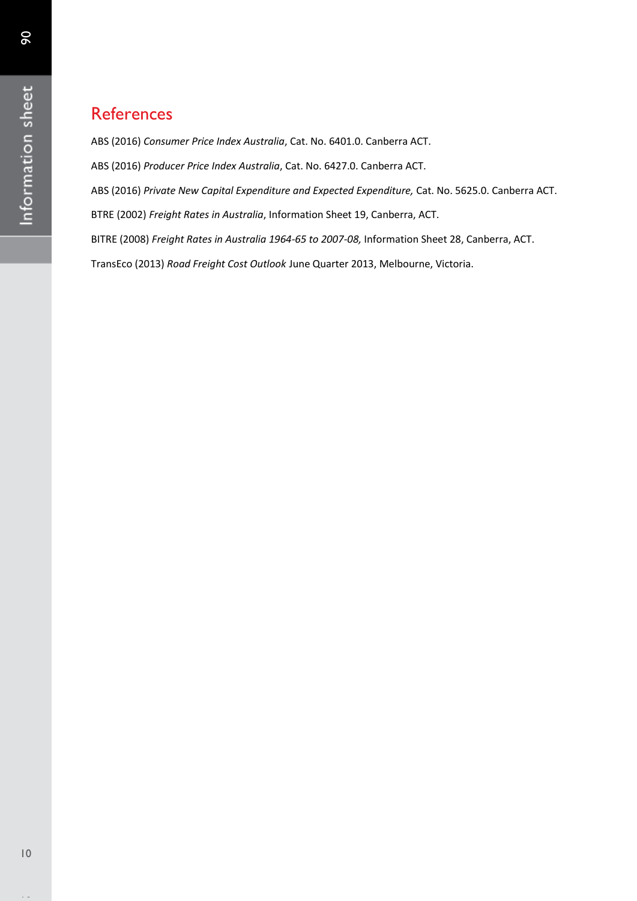## References

ABS (2016) *Consumer Price Index Australia*, Cat. No. 6401.0. Canberra ACT.

ABS (2016) *Producer Price Index Australia*, Cat. No. 6427.0. Canberra ACT.

ABS (2016) *Private New Capital Expenditure and Expected Expenditure,* Cat. No. 5625.0. Canberra ACT.

BTRE (2002) *Freight Rates in Australia*, Information Sheet 19, Canberra, ACT.

BITRE (2008) *Freight Rates in Australia 1964-65 to 2007-08,* Information Sheet 28, Canberra, ACT.

TransEco (2013) *Road Freight Cost Outlook* June Quarter 2013, Melbourne, Victoria.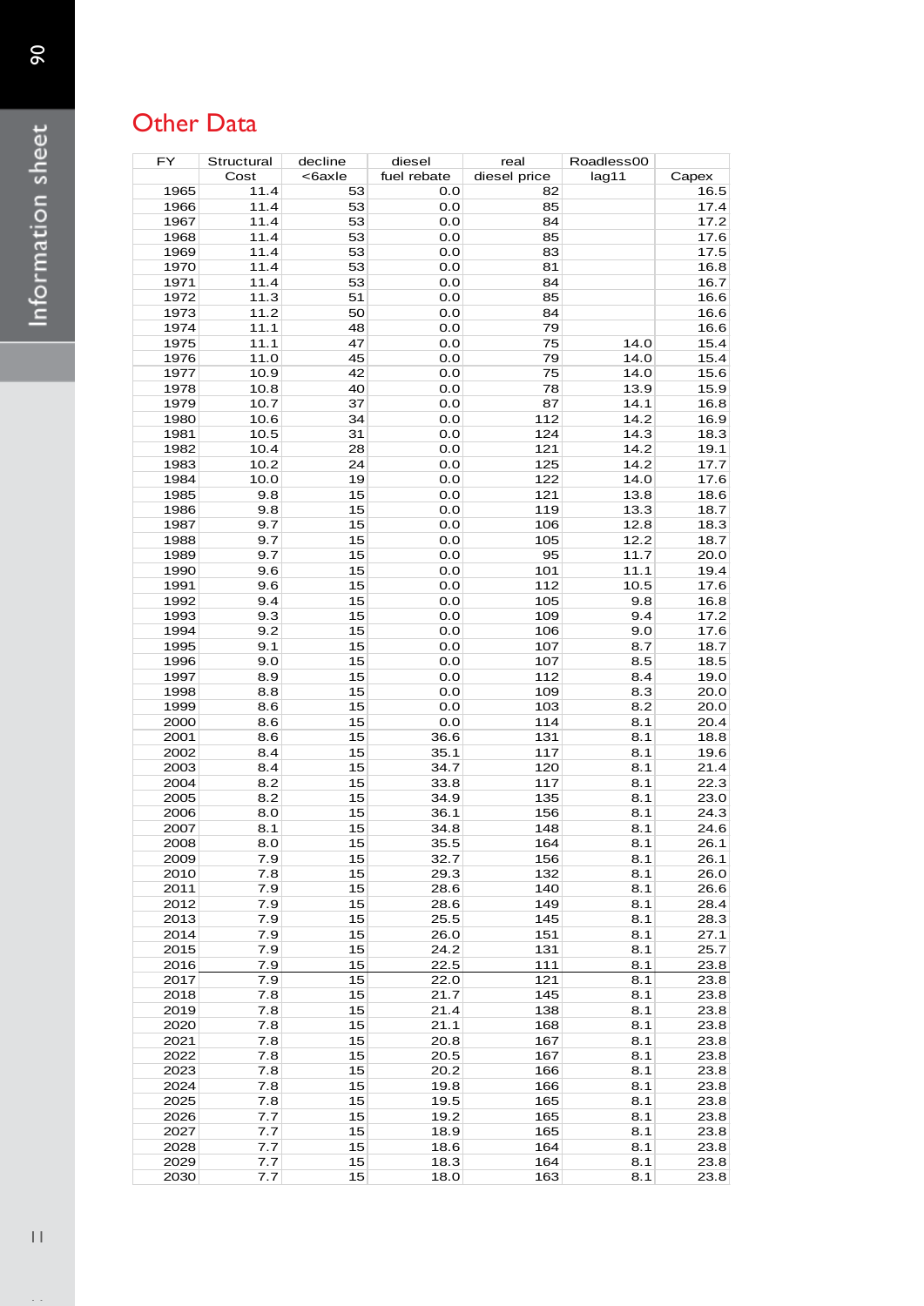# Other Data

| FY | Structural Cost | decline <6axle | diesel fuel rebate | real diesel price | Roadless00 lag11 | Capex |
|---|---|---|---|---|---|---|
| 1965 | 11.4 | 53 | 0.0 | 82 | | 16.5 |
| 1966 | 11.4 | 53 | 0.0 | 85 | | 17.4 |
| 1967 | 11.4 | 53 | 0.0 | 84 | | 17.2 |
| 1968 | 11.4 | 53 | 0.0 | 85 | | 17.6 |
| 1969 | 11.4 | 53 | 0.0 | 83 | | 17.5 |
| 1970 | 11.4 | 53 | 0.0 | 81 | | 16.8 |
| 1971 | 11.4 | 53 | 0.0 | 84 | | 16.7 |
| 1972 | 11.3 | 51 | 0.0 | 85 | | 16.6 |
| 1973 | 11.2 | 50 | 0.0 | 84 | | 16.6 |
| 1974 | 11.1 | 48 | 0.0 | 79 | | 16.6 |
| 1975 | 11.1 | 47 | 0.0 | 75 | 14.0 | 15.4 |
| 1976 | 11.0 | 45 | 0.0 | 79 | 14.0 | 15.4 |
| 1977 | 10.9 | 42 | 0.0 | 75 | 14.0 | 15.6 |
| 1978 | 10.8 | 40 | 0.0 | 78 | 13.9 | 15.9 |
| 1979 | 10.7 | 37 | 0.0 | 87 | 14.1 | 16.8 |
| 1980 | 10.6 | 34 | 0.0 | 112 | 14.2 | 16.9 |
| 1981 | 10.5 | 31 | 0.0 | 124 | 14.3 | 18.3 |
| 1982 | 10.4 | 28 | 0.0 | 121 | 14.2 | 19.1 |
| 1983 | 10.2 | 24 | 0.0 | 125 | 14.2 | 17.7 |
| 1984 | 10.0 | 19 | 0.0 | 122 | 14.0 | 17.6 |
| 1985 | 9.8 | 15 | 0.0 | 121 | 13.8 | 18.6 |
| 1986 | 9.8 | 15 | 0.0 | 119 | 13.3 | 18.7 |
| 1987 | 9.7 | 15 | 0.0 | 106 | 12.8 | 18.3 |
| 1988 | 9.7 | 15 | 0.0 | 105 | 12.2 | 18.7 |
| 1989 | 9.7 | 15 | 0.0 | 95 | 11.7 | 20.0 |
| 1990 | 9.6 | 15 | 0.0 | 101 | 11.1 | 19.4 |
| 1991 | 9.6 | 15 | 0.0 | 112 | 10.5 | 17.6 |
| 1992 | 9.4 | 15 | 0.0 | 105 | 9.8 | 16.8 |
| 1993 | 9.3 | 15 | 0.0 | 109 | 9.4 | 17.2 |
| 1994 | 9.2 | 15 | 0.0 | 106 | 9.0 | 17.6 |
| 1995 | 9.1 | 15 | 0.0 | 107 | 8.7 | 18.7 |
| 1996 | 9.0 | 15 | 0.0 | 107 | 8.5 | 18.5 |
| 1997 | 8.9 | 15 | 0.0 | 112 | 8.4 | 19.0 |
| 1998 | 8.8 | 15 | 0.0 | 109 | 8.3 | 20.0 |
| 1999 | 8.6 | 15 | 0.0 | 103 | 8.2 | 20.0 |
| 2000 | 8.6 | 15 | 0.0 | 114 | 8.1 | 20.4 |
| 2001 | 8.6 | 15 | 36.6 | 131 | 8.1 | 18.8 |
| 2002 | 8.4 | 15 | 35.1 | 117 | 8.1 | 19.6 |
| 2003 | 8.4 | 15 | 34.7 | 120 | 8.1 | 21.4 |
| 2004 | 8.2 | 15 | 33.8 | 117 | 8.1 | 22.3 |
| 2005 | 8.2 | 15 | 34.9 | 135 | 8.1 | 23.0 |
| 2006 | 8.0 | 15 | 36.1 | 156 | 8.1 | 24.3 |
| 2007 | 8.1 | 15 | 34.8 | 148 | 8.1 | 24.6 |
| 2008 | 8.0 | 15 | 35.5 | 164 | 8.1 | 26.1 |
| 2009 | 7.9 | 15 | 32.7 | 156 | 8.1 | 26.1 |
| 2010 | 7.8 | 15 | 29.3 | 132 | 8.1 | 26.0 |
| 2011 | 7.9 | 15 | 28.6 | 140 | 8.1 | 26.6 |
| 2012 | 7.9 | 15 | 28.6 | 149 | 8.1 | 28.4 |
| 2013 | 7.9 | 15 | 25.5 | 145 | 8.1 | 28.3 |
| 2014 | 7.9 | 15 | 26.0 | 151 | 8.1 | 27.1 |
| 2015 | 7.9 | 15 | 24.2 | 131 | 8.1 | 25.7 |
| 2016 | 7.9 | 15 | 22.5 | 111 | 8.1 | 23.8 |
| 2017 | 7.9 | 15 | 22.0 | 121 | 8.1 | 23.8 |
| 2018 | 7.8 | 15 | 21.7 | 145 | 8.1 | 23.8 |
| 2019 | 7.8 | 15 | 21.4 | 138 | 8.1 | 23.8 |
| 2020 | 7.8 | 15 | 21.1 | 168 | 8.1 | 23.8 |
| 2021 | 7.8 | 15 | 20.8 | 167 | 8.1 | 23.8 |
| 2022 | 7.8 | 15 | 20.5 | 167 | 8.1 | 23.8 |
| 2023 | 7.8 | 15 | 20.2 | 166 | 8.1 | 23.8 |
| 2024 | 7.8 | 15 | 19.8 | 166 | 8.1 | 23.8 |
| 2025 | 7.8 | 15 | 19.5 | 165 | 8.1 | 23.8 |
| 2026 | 7.7 | 15 | 19.2 | 165 | 8.1 | 23.8 |
| 2027 | 7.7 | 15 | 18.9 | 165 | 8.1 | 23.8 |
| 2028 | 7.7 | 15 | 18.6 | 164 | 8.1 | 23.8 |
| 2029 | 7.7 | 15 | 18.3 | 164 | 8.1 | 23.8 |
| 2030 | 7.7 | 15 | 18.0 | 163 | 8.1 | 23.8 |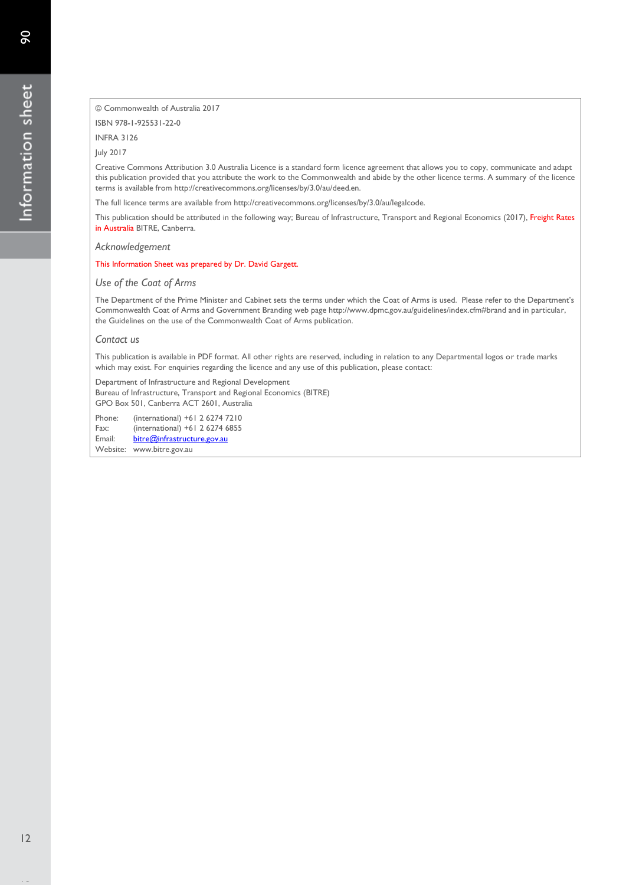© Commonwealth of Australia 2017

ISBN 978-1-925531-22-0

INFRA 3126

July 2017

Creative Commons Attribution 3.0 Australia Licence is a standard form licence agreement that allows you to copy, communicate and adapt this publication provided that you attribute the work to the Commonwealth and abide by the other licence terms. A summary of the licence terms is available from http://creativecommons.org/licenses/by/3.0/au/deed.en.

The full licence terms are available from http://creativecommons.org/licenses/by/3.0/au/legalcode.

This publication should be attributed in the following way; Bureau of Infrastructure, Transport and Regional Economics (2017), Freight Rates in Australia BITRE, Canberra.

### *Acknowledgement*

This Information Sheet was prepared by Dr. David Gargett.

### *Use of the Coat of Arms*

The Department of the Prime Minister and Cabinet sets the terms under which the Coat of Arms is used. Please refer to the Department's Commonwealth Coat of Arms and Government Branding web page http://www.dpmc.gov.au/guidelines/index.cfm#brand and in particular, the Guidelines on the use of the Commonwealth Coat of Arms publication.

### *Contact us*

This publication is available in PDF format. All other rights are reserved, including in relation to any Departmental logos or trade marks which may exist. For enquiries regarding the licence and any use of this publication, please contact:

Department of Infrastructure and Regional Development
Bureau of Infrastructure, Transport and Regional Economics (BITRE)
GPO Box 501, Canberra ACT 2601, Australia

Phone: (international) +61 2 6274 7210
Fax: (international) +61 2 6274 6855
Email: bitre@infrastructure.gov.au
Website: www.bitre.gov.au